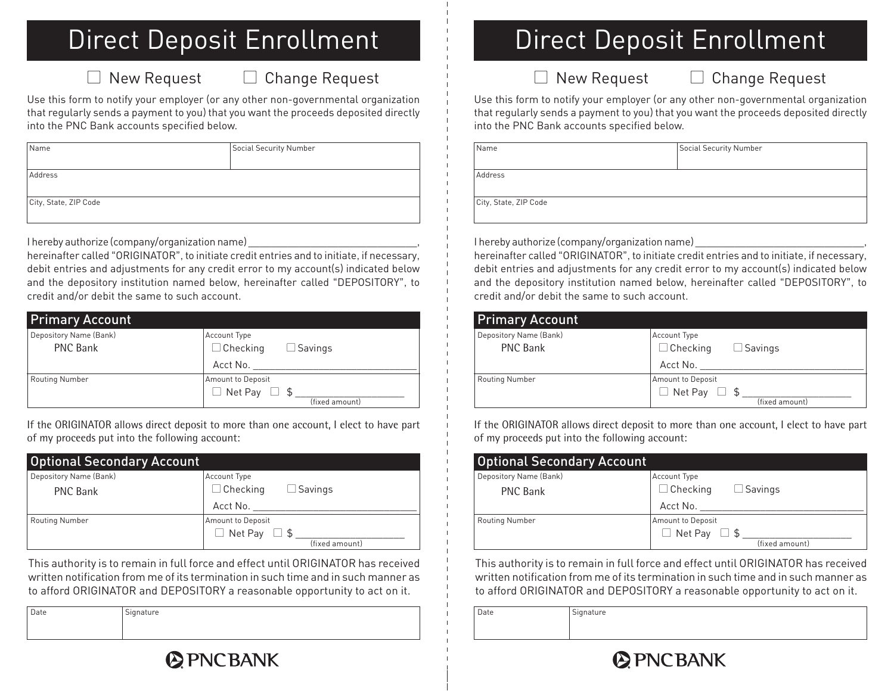# Direct Deposit Enrollment

☐ New Request ☐ Change Request

Use this form to notify your employer (or any other non-governmental organization that regularly sends a payment to you) that you want the proceeds deposited directly into the PNC Bank accounts specified below.

| Name | Social Security Number |
|---|---|
| | |
| Address | |
| City, State, ZIP Code | |

I hereby authorize (company/organization name) ________________________________, hereinafter called "ORIGINATOR", to initiate credit entries and to initiate, if necessary, debit entries and adjustments for any credit error to my account(s) indicated below and the depository institution named below, hereinafter called "DEPOSITORY", to credit and/or debit the same to such account.

## Primary Account

| Depository Name (Bank) | Account Type |
|---|---|
| PNC Bank | ☐ Checking ☐ Savings<br>Acct No. ________________________________ |
| Routing Number | Amount to Deposit<br>☐ Net Pay ☐ $ ____________________ (fixed amount) |

If the ORIGINATOR allows direct deposit to more than one account, I elect to have part of my proceeds put into the following account:

## Optional Secondary Account

| Depository Name (Bank) | Account Type |
|---|---|
| PNC Bank | ☐ Checking ☐ Savings<br>Acct No. ________________________________ |
| Routing Number | Amount to Deposit<br>☐ Net Pay ☐ $ ____________________ (fixed amount) |

This authority is to remain in full force and effect until ORIGINATOR has received written notification from me of its termination in such time and in such manner as to afford ORIGINATOR and DEPOSITORY a reasonable opportunity to act on it.

| Date | Signature |
|---|---|
| | |

PNC BANK

---

# Direct Deposit Enrollment

☐ New Request ☐ Change Request

Use this form to notify your employer (or any other non-governmental organization that regularly sends a payment to you) that you want the proceeds deposited directly into the PNC Bank accounts specified below.

| Name | Social Security Number |
|---|---|
| | |
| Address | |
| City, State, ZIP Code | |

I hereby authorize (company/organization name) ________________________________, hereinafter called "ORIGINATOR", to initiate credit entries and to initiate, if necessary, debit entries and adjustments for any credit error to my account(s) indicated below and the depository institution named below, hereinafter called "DEPOSITORY", to credit and/or debit the same to such account.

## Primary Account

| Depository Name (Bank) | Account Type |
|---|---|
| PNC Bank | ☐ Checking ☐ Savings<br>Acct No. ________________________________ |
| Routing Number | Amount to Deposit<br>☐ Net Pay ☐ $ ____________________ (fixed amount) |

If the ORIGINATOR allows direct deposit to more than one account, I elect to have part of my proceeds put into the following account:

## Optional Secondary Account

| Depository Name (Bank) | Account Type |
|---|---|
| PNC Bank | ☐ Checking ☐ Savings<br>Acct No. ________________________________ |
| Routing Number | Amount to Deposit<br>☐ Net Pay ☐ $ ____________________ (fixed amount) |

This authority is to remain in full force and effect until ORIGINATOR has received written notification from me of its termination in such time and in such manner as to afford ORIGINATOR and DEPOSITORY a reasonable opportunity to act on it.

| Date | Signature |
|---|---|
| | |

PNC BANK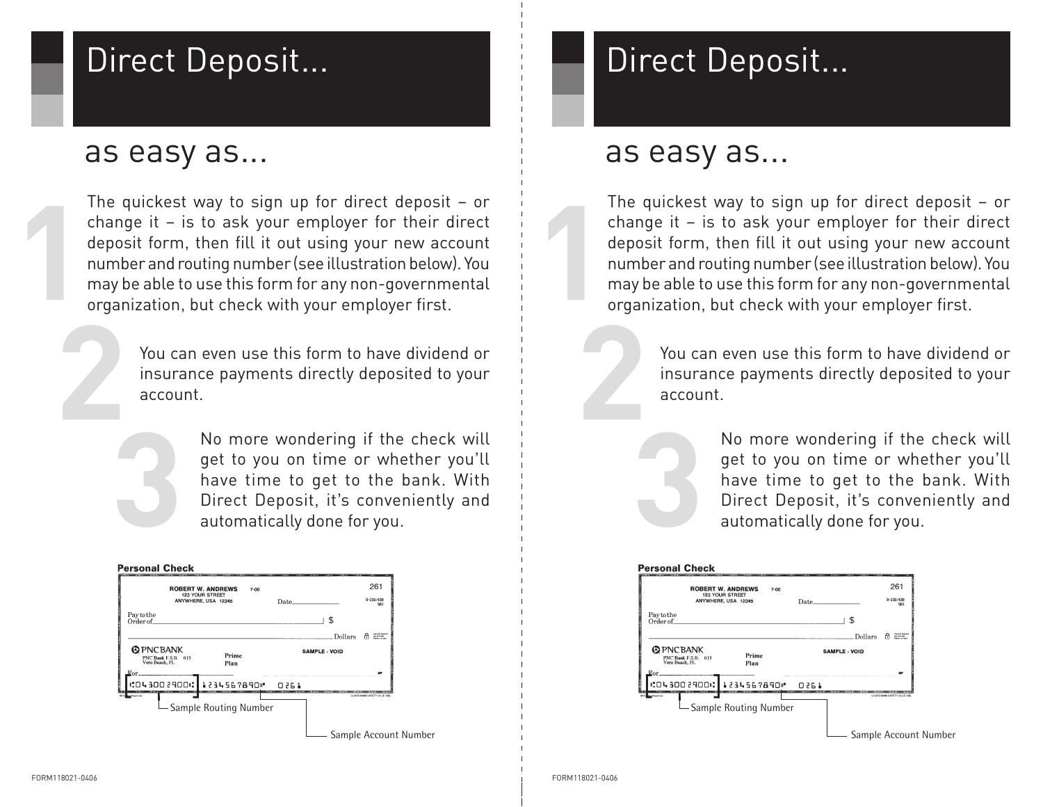# Direct Deposit...

## as easy as...

**1** The quickest way to sign up for direct deposit – or change it – is to ask your employer for their direct deposit form, then fill it out using your new account number and routing number (see illustration below). You may be able to use this form for any non-governmental organization, but check with your employer first.

**2** You can even use this form to have dividend or insurance payments directly deposited to your account.

**3** No more wondering if the check will get to you on time or whether you'll have time to get to the bank. With Direct Deposit, it's conveniently and automatically done for you.

**Personal Check**

ROBERT W. ANDREWS
123 YOUR STREET
ANYWHERE, USA 12345

261

Date

Pay to the Order of $

Dollars

PNC BANK
PNC Bank F.S.B. 015
Vero Beach, FL

Prime Plan

SAMPLE - VOID

For

⑆043002900⑆ 1234567890⑈ 0261

Sample Routing Number

Sample Account Number

FORM118021-0406

# Direct Deposit...

## as easy as...

**1** The quickest way to sign up for direct deposit – or change it – is to ask your employer for their direct deposit form, then fill it out using your new account number and routing number (see illustration below). You may be able to use this form for any non-governmental organization, but check with your employer first.

**2** You can even use this form to have dividend or insurance payments directly deposited to your account.

**3** No more wondering if the check will get to you on time or whether you'll have time to get to the bank. With Direct Deposit, it's conveniently and automatically done for you.

**Personal Check**

ROBERT W. ANDREWS
123 YOUR STREET
ANYWHERE, USA 12345

261

Date

Pay to the Order of $

Dollars

PNC BANK
PNC Bank F.S.B. 015
Vero Beach, FL

Prime Plan

SAMPLE - VOID

For

⑆043002900⑆ 1234567890⑈ 0261

Sample Routing Number

Sample Account Number

FORM118021-0406